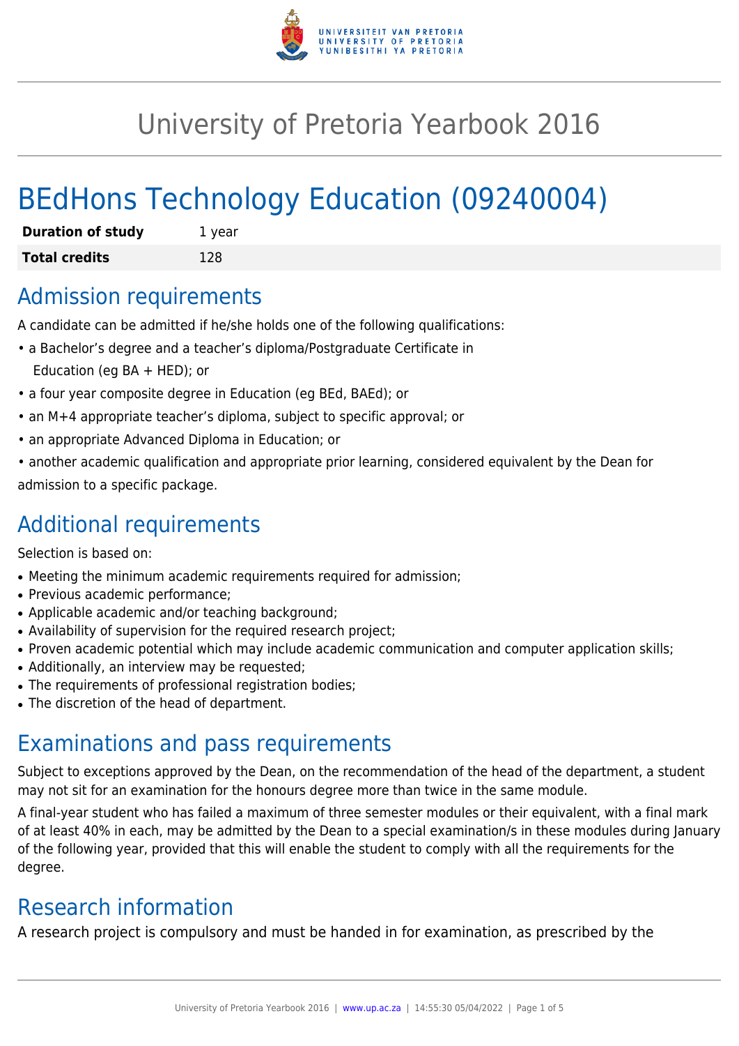# University of Pretoria Yearbook 2016

# BEdHons Technology Education (09240004)

| **Duration of study** | 1 year |
| --- | --- |
| **Total credits** | 128 |

## Admission requirements

A candidate can be admitted if he/she holds one of the following qualifications:

- a Bachelor's degree and a teacher's diploma/Postgraduate Certificate in Education (eg BA + HED); or
- a four year composite degree in Education (eg BEd, BAEd); or
- an M+4 appropriate teacher's diploma, subject to specific approval; or
- an appropriate Advanced Diploma in Education; or
- another academic qualification and appropriate prior learning, considered equivalent by the Dean for admission to a specific package.

## Additional requirements

Selection is based on:

- Meeting the minimum academic requirements required for admission;
- Previous academic performance;
- Applicable academic and/or teaching background;
- Availability of supervision for the required research project;
- Proven academic potential which may include academic communication and computer application skills;
- Additionally, an interview may be requested;
- The requirements of professional registration bodies;
- The discretion of the head of department.

## Examinations and pass requirements

Subject to exceptions approved by the Dean, on the recommendation of the head of the department, a student may not sit for an examination for the honours degree more than twice in the same module.

A final-year student who has failed a maximum of three semester modules or their equivalent, with a final mark of at least 40% in each, may be admitted by the Dean to a special examination/s in these modules during January of the following year, provided that this will enable the student to comply with all the requirements for the degree.

## Research information

A research project is compulsory and must be handed in for examination, as prescribed by the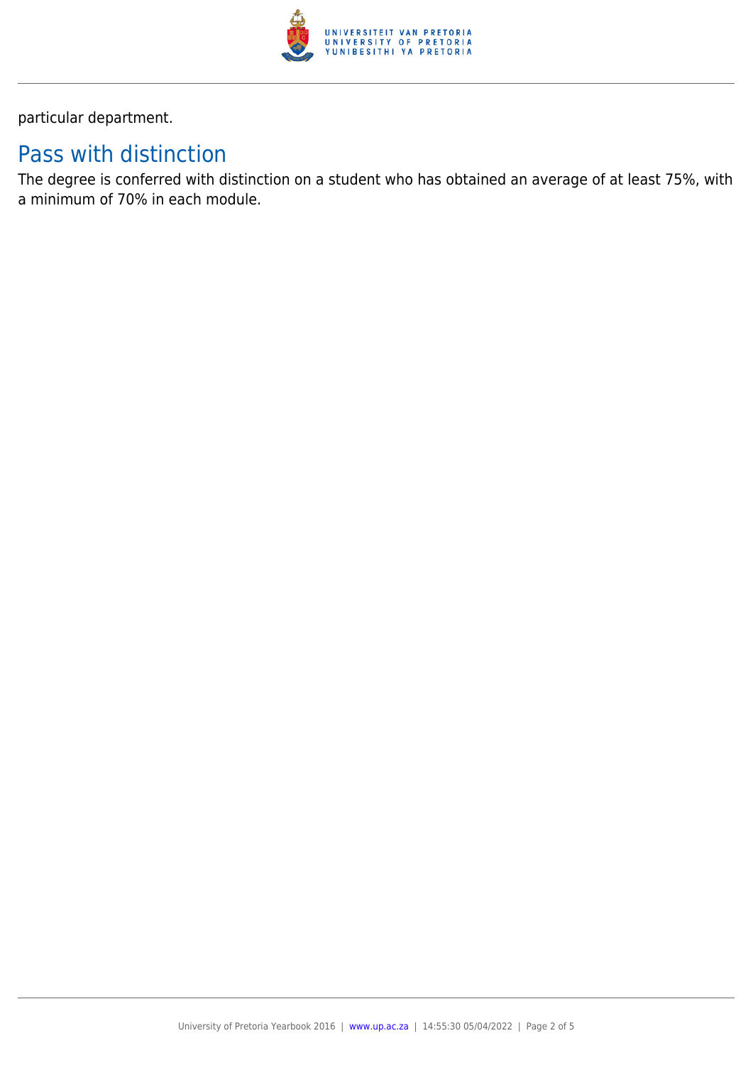particular department.

## Pass with distinction

The degree is conferred with distinction on a student who has obtained an average of at least 75%, with a minimum of 70% in each module.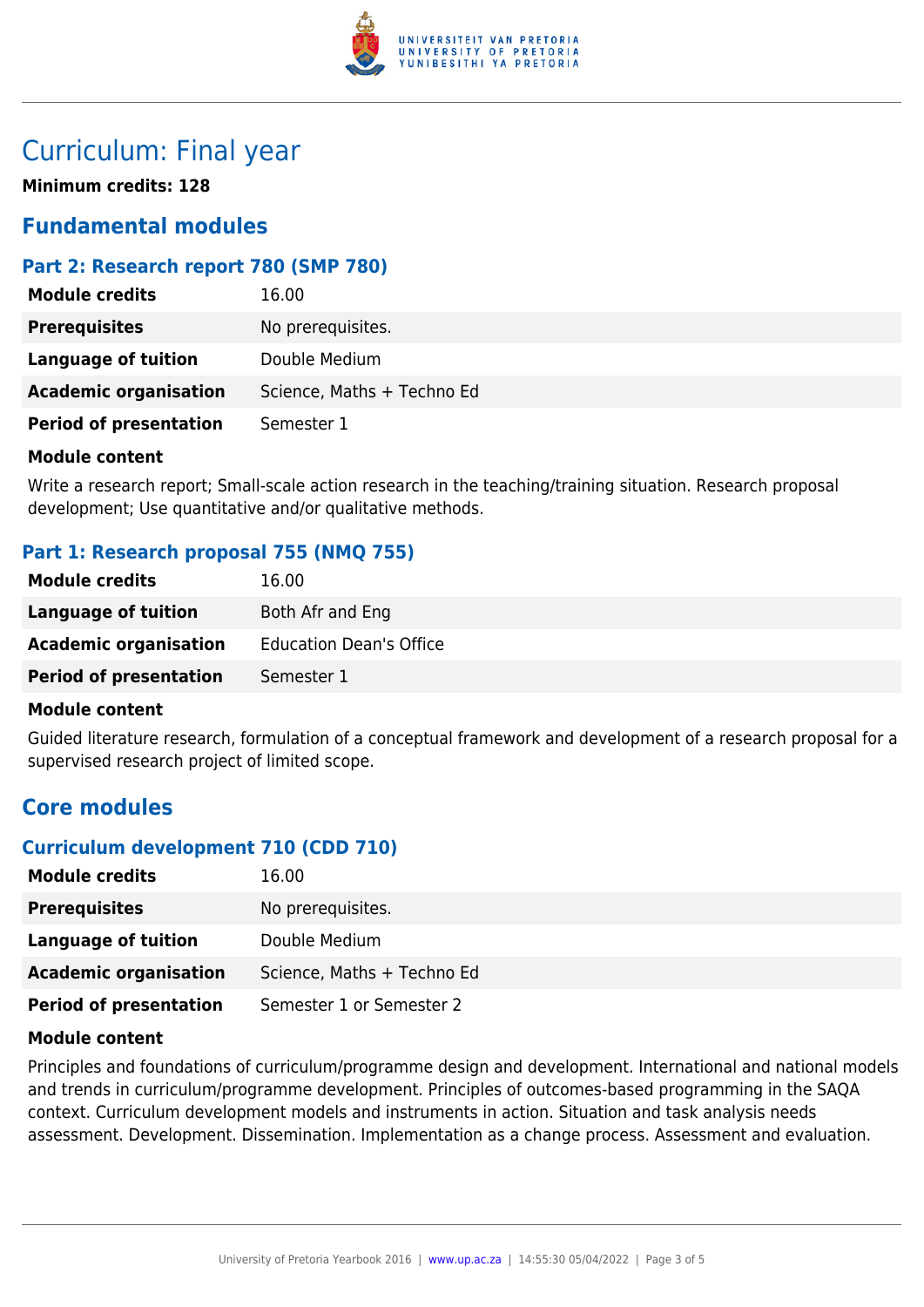# Curriculum: Final year

**Minimum credits: 128**

## Fundamental modules

### Part 2: Research report 780 (SMP 780)

| | |
|---|---|
| **Module credits** | 16.00 |
| **Prerequisites** | No prerequisites. |
| **Language of tuition** | Double Medium |
| **Academic organisation** | Science, Maths + Techno Ed |
| **Period of presentation** | Semester 1 |

**Module content**

Write a research report; Small-scale action research in the teaching/training situation. Research proposal development; Use quantitative and/or qualitative methods.

### Part 1: Research proposal 755 (NMQ 755)

| | |
|---|---|
| **Module credits** | 16.00 |
| **Language of tuition** | Both Afr and Eng |
| **Academic organisation** | Education Dean's Office |
| **Period of presentation** | Semester 1 |

**Module content**

Guided literature research, formulation of a conceptual framework and development of a research proposal for a supervised research project of limited scope.

## Core modules

### Curriculum development 710 (CDD 710)

| | |
|---|---|
| **Module credits** | 16.00 |
| **Prerequisites** | No prerequisites. |
| **Language of tuition** | Double Medium |
| **Academic organisation** | Science, Maths + Techno Ed |
| **Period of presentation** | Semester 1 or Semester 2 |

**Module content**

Principles and foundations of curriculum/programme design and development. International and national models and trends in curriculum/programme development. Principles of outcomes-based programming in the SAQA context. Curriculum development models and instruments in action. Situation and task analysis needs assessment. Development. Dissemination. Implementation as a change process. Assessment and evaluation.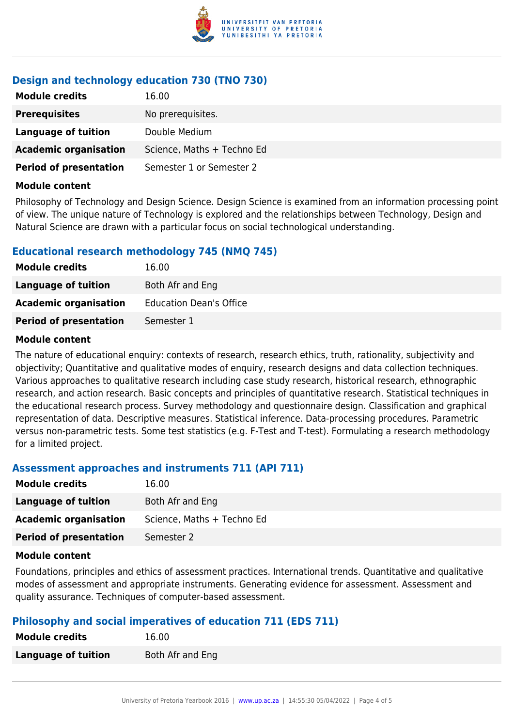### Design and technology education 730 (TNO 730)

| | |
|---|---|
| **Module credits** | 16.00 |
| **Prerequisites** | No prerequisites. |
| **Language of tuition** | Double Medium |
| **Academic organisation** | Science, Maths + Techno Ed |
| **Period of presentation** | Semester 1 or Semester 2 |

**Module content**

Philosophy of Technology and Design Science. Design Science is examined from an information processing point of view. The unique nature of Technology is explored and the relationships between Technology, Design and Natural Science are drawn with a particular focus on social technological understanding.

### Educational research methodology 745 (NMQ 745)

| | |
|---|---|
| **Module credits** | 16.00 |
| **Language of tuition** | Both Afr and Eng |
| **Academic organisation** | Education Dean's Office |
| **Period of presentation** | Semester 1 |

**Module content**

The nature of educational enquiry: contexts of research, research ethics, truth, rationality, subjectivity and objectivity; Quantitative and qualitative modes of enquiry, research designs and data collection techniques. Various approaches to qualitative research including case study research, historical research, ethnographic research, and action research. Basic concepts and principles of quantitative research. Statistical techniques in the educational research process. Survey methodology and questionnaire design. Classification and graphical representation of data. Descriptive measures. Statistical inference. Data-processing procedures. Parametric versus non-parametric tests. Some test statistics (e.g. F-Test and T-test). Formulating a research methodology for a limited project.

### Assessment approaches and instruments 711 (API 711)

| | |
|---|---|
| **Module credits** | 16.00 |
| **Language of tuition** | Both Afr and Eng |
| **Academic organisation** | Science, Maths + Techno Ed |
| **Period of presentation** | Semester 2 |

**Module content**

Foundations, principles and ethics of assessment practices. International trends. Quantitative and qualitative modes of assessment and appropriate instruments. Generating evidence for assessment. Assessment and quality assurance. Techniques of computer-based assessment.

### Philosophy and social imperatives of education 711 (EDS 711)

| | |
|---|---|
| **Module credits** | 16.00 |
| **Language of tuition** | Both Afr and Eng |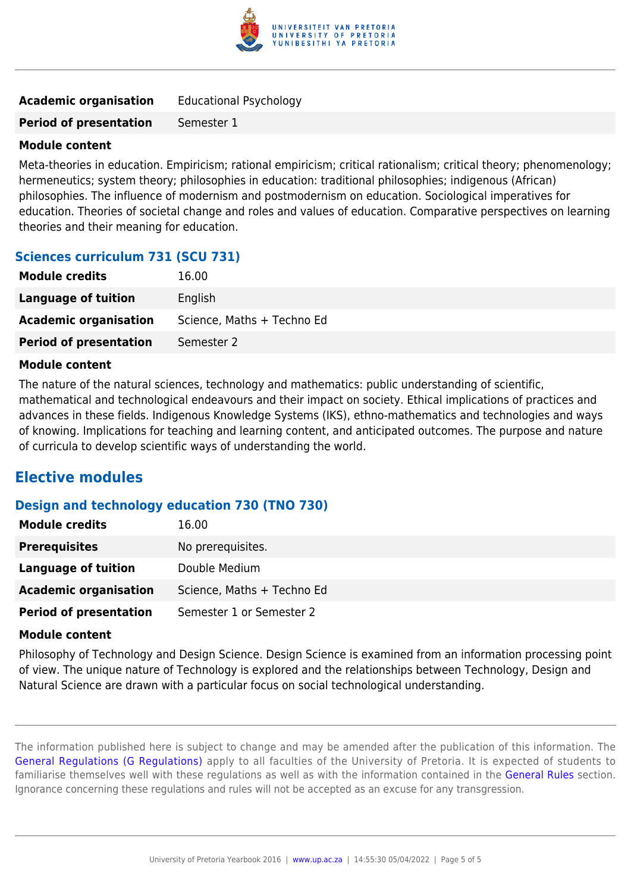| | |
|---|---|
| **Academic organisation** | Educational Psychology |
| **Period of presentation** | Semester 1 |

**Module content**

Meta-theories in education. Empiricism; rational empiricism; critical rationalism; critical theory; phenomenology; hermeneutics; system theory; philosophies in education: traditional philosophies; indigenous (African) philosophies. The influence of modernism and postmodernism on education. Sociological imperatives for education. Theories of societal change and roles and values of education. Comparative perspectives on learning theories and their meaning for education.

### Sciences curriculum 731 (SCU 731)

| | |
|---|---|
| **Module credits** | 16.00 |
| **Language of tuition** | English |
| **Academic organisation** | Science, Maths + Techno Ed |
| **Period of presentation** | Semester 2 |

**Module content**

The nature of the natural sciences, technology and mathematics: public understanding of scientific, mathematical and technological endeavours and their impact on society. Ethical implications of practices and advances in these fields. Indigenous Knowledge Systems (IKS), ethno-mathematics and technologies and ways of knowing. Implications for teaching and learning content, and anticipated outcomes. The purpose and nature of curricula to develop scientific ways of understanding the world.

## Elective modules

### Design and technology education 730 (TNO 730)

| | |
|---|---|
| **Module credits** | 16.00 |
| **Prerequisites** | No prerequisites. |
| **Language of tuition** | Double Medium |
| **Academic organisation** | Science, Maths + Techno Ed |
| **Period of presentation** | Semester 1 or Semester 2 |

**Module content**

Philosophy of Technology and Design Science. Design Science is examined from an information processing point of view. The unique nature of Technology is explored and the relationships between Technology, Design and Natural Science are drawn with a particular focus on social technological understanding.

The information published here is subject to change and may be amended after the publication of this information. The General Regulations (G Regulations) apply to all faculties of the University of Pretoria. It is expected of students to familiarise themselves well with these regulations as well as with the information contained in the General Rules section. Ignorance concerning these regulations and rules will not be accepted as an excuse for any transgression.